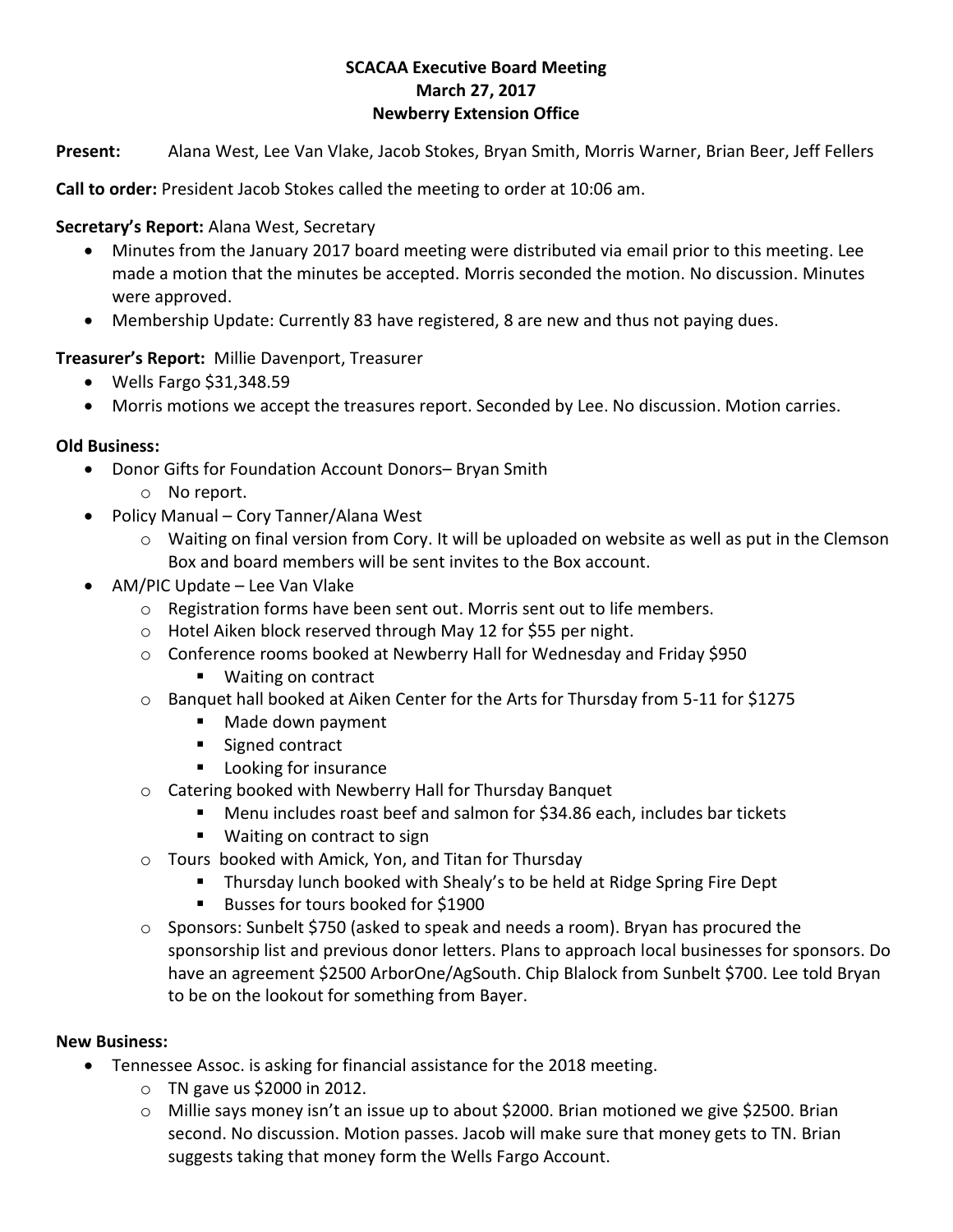**SCACAA Executive Board Meeting**
**March 27, 2017**
**Newberry Extension Office**

**Present:** Alana West, Lee Van Vlake, Jacob Stokes, Bryan Smith, Morris Warner, Brian Beer, Jeff Fellers

**Call to order:** President Jacob Stokes called the meeting to order at 10:06 am.

**Secretary's Report:** Alana West, Secretary

- Minutes from the January 2017 board meeting were distributed via email prior to this meeting. Lee made a motion that the minutes be accepted. Morris seconded the motion. No discussion. Minutes were approved.
- Membership Update: Currently 83 have registered, 8 are new and thus not paying dues.

**Treasurer's Report:** Millie Davenport, Treasurer

- Wells Fargo $31,348.59
- Morris motions we accept the treasures report. Seconded by Lee. No discussion. Motion carries.

**Old Business:**

- Donor Gifts for Foundation Account Donors– Bryan Smith
  - No report.
- Policy Manual – Cory Tanner/Alana West
  - Waiting on final version from Cory. It will be uploaded on website as well as put in the Clemson Box and board members will be sent invites to the Box account.
- AM/PIC Update – Lee Van Vlake
  - Registration forms have been sent out. Morris sent out to life members.
  - Hotel Aiken block reserved through May 12 for $55 per night.
  - Conference rooms booked at Newberry Hall for Wednesday and Friday $950
    - Waiting on contract
  - Banquet hall booked at Aiken Center for the Arts for Thursday from 5-11 for $1275
    - Made down payment
    - Signed contract
    - Looking for insurance
  - Catering booked with Newberry Hall for Thursday Banquet
    - Menu includes roast beef and salmon for $34.86 each, includes bar tickets
    - Waiting on contract to sign
  - Tours booked with Amick, Yon, and Titan for Thursday
    - Thursday lunch booked with Shealy's to be held at Ridge Spring Fire Dept
    - Busses for tours booked for $1900
  - Sponsors: Sunbelt $750 (asked to speak and needs a room). Bryan has procured the sponsorship list and previous donor letters. Plans to approach local businesses for sponsors. Do have an agreement $2500 ArborOne/AgSouth. Chip Blalock from Sunbelt $700. Lee told Bryan to be on the lookout for something from Bayer.

**New Business:**

- Tennessee Assoc. is asking for financial assistance for the 2018 meeting.
  - TN gave us $2000 in 2012.
  - Millie says money isn't an issue up to about $2000. Brian motioned we give $2500. Brian second. No discussion. Motion passes. Jacob will make sure that money gets to TN. Brian suggests taking that money form the Wells Fargo Account.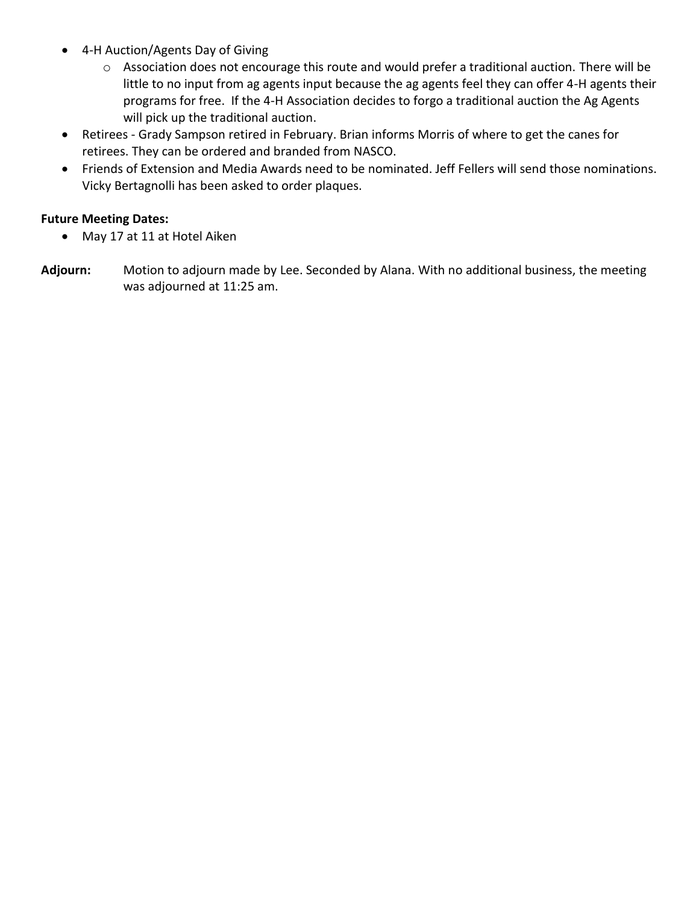- 4-H Auction/Agents Day of Giving
  - Association does not encourage this route and would prefer a traditional auction. There will be little to no input from ag agents input because the ag agents feel they can offer 4-H agents their programs for free. If the 4-H Association decides to forgo a traditional auction the Ag Agents will pick up the traditional auction.
- Retirees - Grady Sampson retired in February. Brian informs Morris of where to get the canes for retirees. They can be ordered and branded from NASCO.
- Friends of Extension and Media Awards need to be nominated. Jeff Fellers will send those nominations. Vicky Bertagnolli has been asked to order plaques.

**Future Meeting Dates:**

- May 17 at 11 at Hotel Aiken

**Adjourn:** Motion to adjourn made by Lee. Seconded by Alana. With no additional business, the meeting was adjourned at 11:25 am.